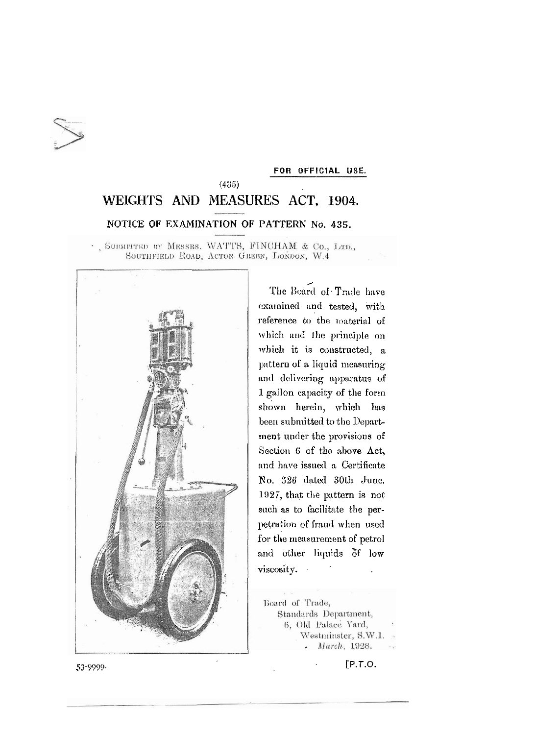FOR OFFICIAL USE.

(435)

# WEIGHTS AND MEASURES ACT, 1904.

## NOTICE OF EXAMINATION OF PATTERN No. 435.

SUBMITTED BY MESSRS. WATTS, FINCHAM & Co., LTD., SOUTHFIELD ROAD, ACTON GREEN, LONDON, W.4

The Board of Trade have examined and tested, with reference to the material of which and the principle on which it is constructed, a pattern of a liquid measuring and delivering apparatus of 1 gallon capacity of the form shown herein, which has been submitted to the Department under the provisions of Section 6 of the above Act, and have issued a Certificate No. 326 dated 30th June, 1927, that the pattern is not such as to facilitate the perpetration of fraud when used for the measurement of petrol and other liquids of low viscosity.

Board of Trade,
Standards Department,
6, Old Palace Yard,
Westminster, S.W.1.
*March*, 1928.

53-9999.

[P.T.O.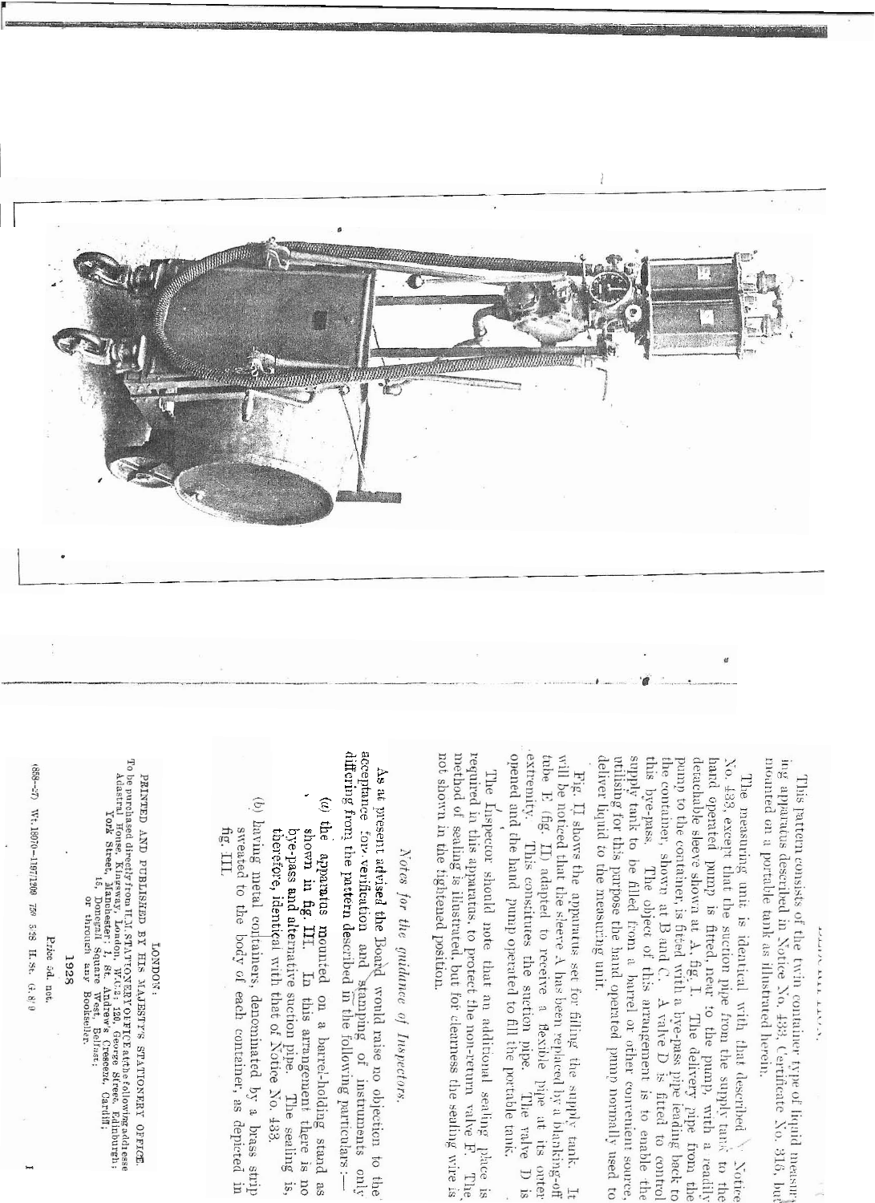DESCRIPTION.

This pattern consists of the twin container type of liquid measuring apparatus described in Notice No. 433, Certificate No. 316, but mounted on a portable tank as illustrated herein.

The measuring unit is identical with that described in Notice No. 433, except that the suction pipe from the supply tank to the hand operated pump is fitted, near to the pump, with a readily detachable sleeve shown at A, fig. I. The delivery pipe from the pump to the container, is fitted with a bye-pass pipe leading back to the container, shown at B and C. A valve D is fitted to control this bye-pass. The object of this arrangement is to enable the supply tank to be filled from a barrel or other convenient source, utilising for this purpose the hand operated pump normally used to deliver liquid to the measuring unit.

Fig. II shows the apparatus set for filling the supply tank. It will be noticed that the sleeve A has been replaced by a blanking-off tube E (fig. II) adapted to receive a flexible pipe at its outer extremity. This constitutes the suction pipe. The valve D is opened and the hand pump operated to fill the portable tank.

The Inspector should note that an additional sealing place is required in this apparatus, to protect the non-return valve F. The method of sealing is illustrated, but for clearness the sealing wire is not shown in the tightened position.

*Notes for the guidance of Inspectors.*

As at present advised the Board would raise no objection to the acceptance for verification and stamping of instruments only differing from the pattern described in the following particulars:—

(a) the apparatus mounted on a barrel-holding stand as shown in fig. III. In this arrangement there is no bye-pass and alternative suction pipe. The sealing is, therefore, identical with that of Notice No. 433.

(b) having metal containers, denominated by a brass strip sweated to the body of each container, as depicted in fig. III.

LONDON:
PRINTED AND PUBLISHED BY HIS MAJESTY'S STATIONERY OFFICE.
To be purchased directly from H.M. STATIONERY OFFICE at the following addresses
Adastral House, Kingsway, London, W.C.2; 120, George Street, Edinburgh;
York Street, Manchester; 1, St. Andrew's Crescent, Cardiff;
15, Donegall Square West, Belfast;
or through any Bookseller.

1928

Price 6d. net.

(858—27) Wt.18070—1397/1200 750 5/28 H.St. G.8/9